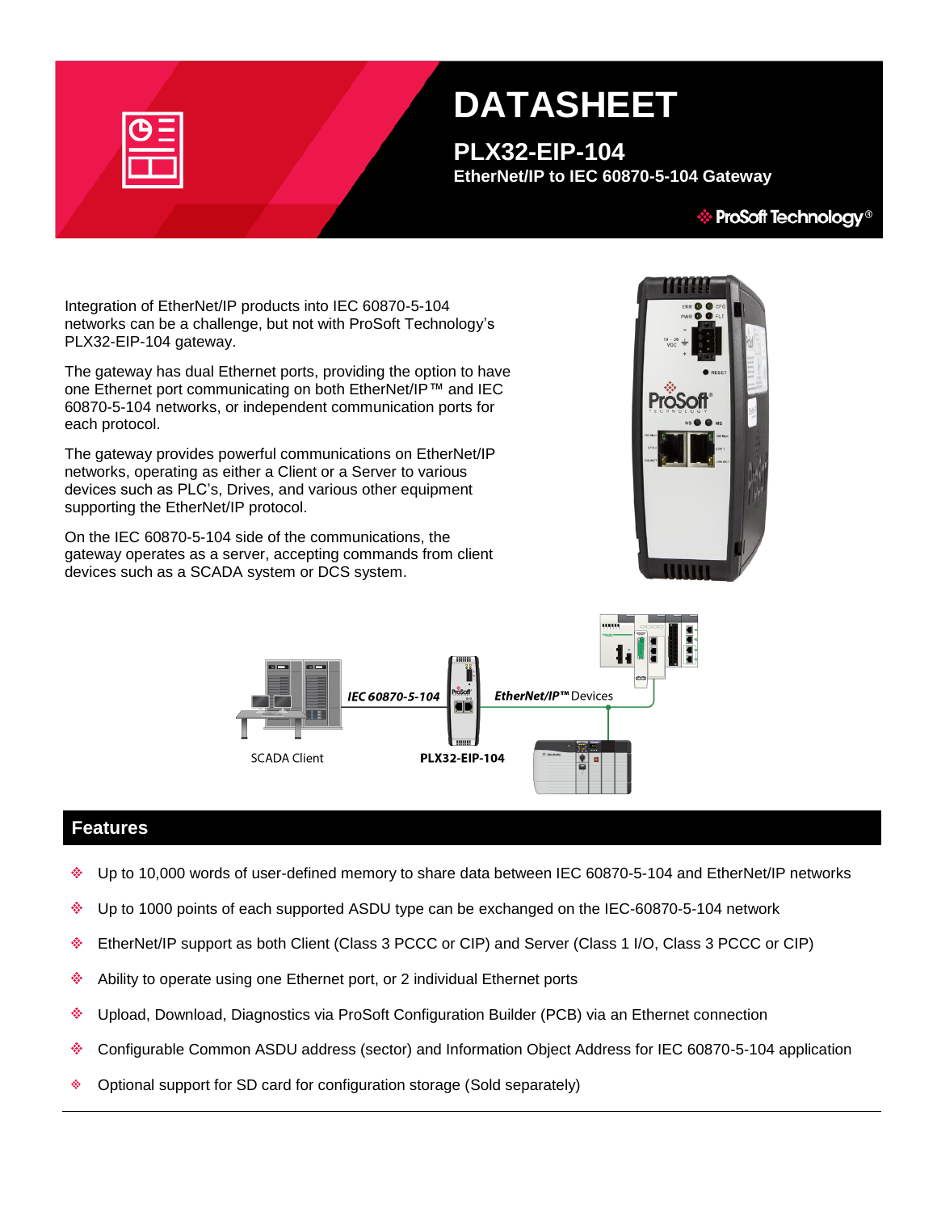# DATASHEET

## PLX32-EIP-104

**EtherNet/IP to IEC 60870-5-104 Gateway**

ProSoft Technology®

Integration of EtherNet/IP products into IEC 60870-5-104 networks can be a challenge, but not with ProSoft Technology's PLX32-EIP-104 gateway.

The gateway has dual Ethernet ports, providing the option to have one Ethernet port communicating on both EtherNet/IP™ and IEC 60870-5-104 networks, or independent communication ports for each protocol.

The gateway provides powerful communications on EtherNet/IP networks, operating as either a Client or a Server to various devices such as PLC's, Drives, and various other equipment supporting the EtherNet/IP protocol.

On the IEC 60870-5-104 side of the communications, the gateway operates as a server, accepting commands from client devices such as a SCADA system or DCS system.

SCADA Client — *IEC 60870-5-104* — **PLX32-EIP-104** — *EtherNet/IP™* Devices

## Features

- Up to 10,000 words of user-defined memory to share data between IEC 60870-5-104 and EtherNet/IP networks
- Up to 1000 points of each supported ASDU type can be exchanged on the IEC-60870-5-104 network
- EtherNet/IP support as both Client (Class 3 PCCC or CIP) and Server (Class 1 I/O, Class 3 PCCC or CIP)
- Ability to operate using one Ethernet port, or 2 individual Ethernet ports
- Upload, Download, Diagnostics via ProSoft Configuration Builder (PCB) via an Ethernet connection
- Configurable Common ASDU address (sector) and Information Object Address for IEC 60870-5-104 application
- Optional support for SD card for configuration storage (Sold separately)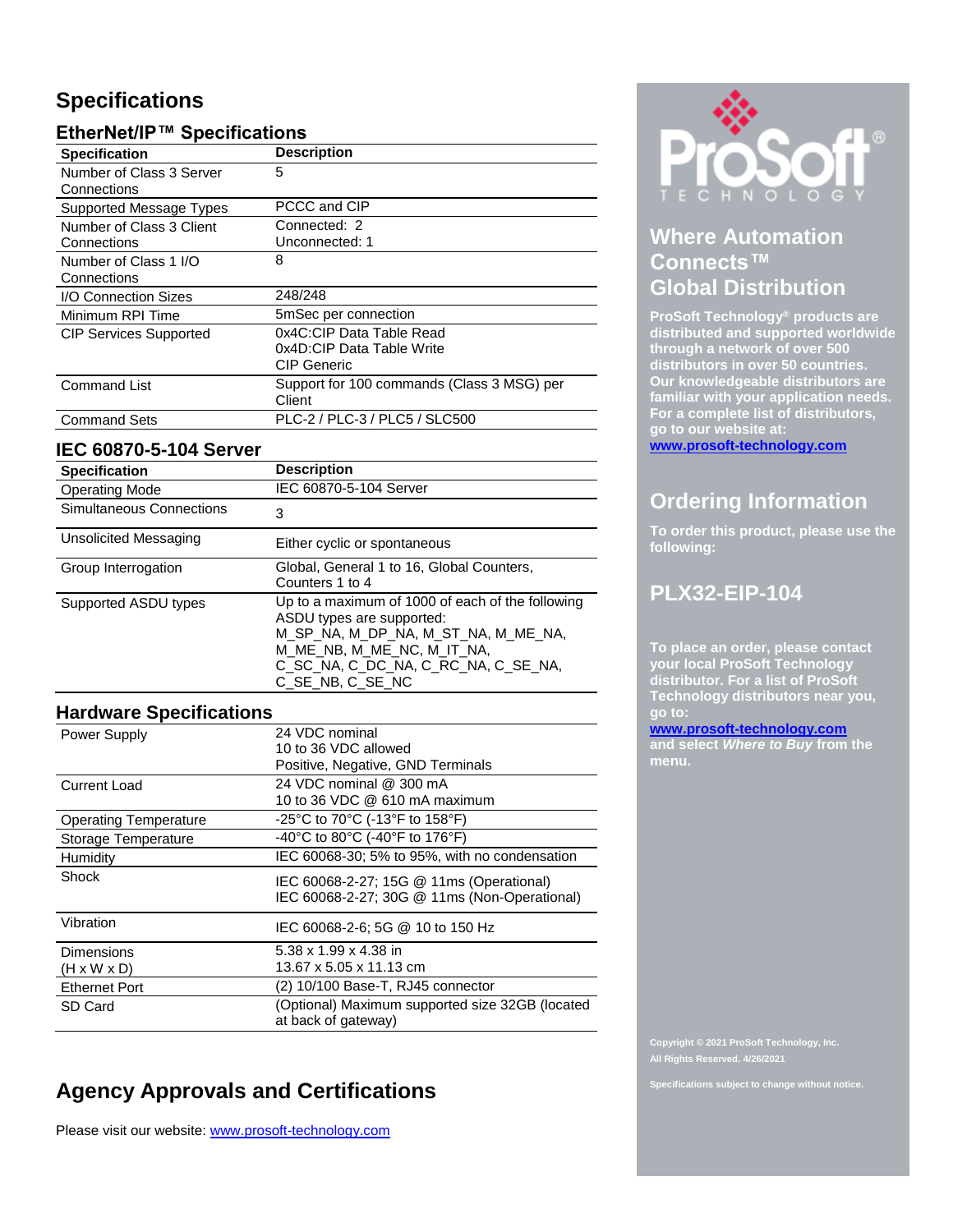# Specifications

## EtherNet/IP™ Specifications

| Specification | Description |
|---|---|
| Number of Class 3 Server Connections | 5 |
| Supported Message Types | PCCC and CIP |
| Number of Class 3 Client Connections | Connected: 2<br>Unconnected: 1 |
| Number of Class 1 I/O Connections | 8 |
| I/O Connection Sizes | 248/248 |
| Minimum RPI Time | 5mSec per connection |
| CIP Services Supported | 0x4C:CIP Data Table Read<br>0x4D:CIP Data Table Write<br>CIP Generic |
| Command List | Support for 100 commands (Class 3 MSG) per Client |
| Command Sets | PLC-2 / PLC-3 / PLC5 / SLC500 |

## IEC 60870-5-104 Server

| Specification | Description |
|---|---|
| Operating Mode | IEC 60870-5-104 Server |
| Simultaneous Connections | 3 |
| Unsolicited Messaging | Either cyclic or spontaneous |
| Group Interrogation | Global, General 1 to 16, Global Counters, Counters 1 to 4 |
| Supported ASDU types | Up to a maximum of 1000 of each of the following ASDU types are supported:<br>M_SP_NA, M_DP_NA, M_ST_NA, M_ME_NA, M_ME_NB, M_ME_NC, M_IT_NA, C_SC_NA, C_DC_NA, C_RC_NA, C_SE_NA, C_SE_NB, C_SE_NC |

## Hardware Specifications

| | |
|---|---|
| Power Supply | 24 VDC nominal<br>10 to 36 VDC allowed<br>Positive, Negative, GND Terminals |
| Current Load | 24 VDC nominal @ 300 mA<br>10 to 36 VDC @ 610 mA maximum |
| Operating Temperature | -25°C to 70°C (-13°F to 158°F) |
| Storage Temperature | -40°C to 80°C (-40°F to 176°F) |
| Humidity | IEC 60068-30; 5% to 95%, with no condensation |
| Shock | IEC 60068-2-27; 15G @ 11ms (Operational)<br>IEC 60068-2-27; 30G @ 11ms (Non-Operational) |
| Vibration | IEC 60068-2-6; 5G @ 10 to 150 Hz |
| Dimensions (H x W x D) | 5.38 x 1.99 x 4.38 in<br>13.67 x 5.05 x 11.13 cm |
| Ethernet Port | (2) 10/100 Base-T, RJ45 connector |
| SD Card | (Optional) Maximum supported size 32GB (located at back of gateway) |

# Agency Approvals and Certifications

Please visit our website: www.prosoft-technology.com

ProSoft TECHNOLOGY®

## Where Automation Connects™ Global Distribution

**ProSoft Technology® products are distributed and supported worldwide through a network of over 500 distributors in over 50 countries. Our knowledgeable distributors are familiar with your application needs. For a complete list of distributors, go to our website at: www.prosoft-technology.com**

## Ordering Information

**To order this product, please use the following:**

## PLX32-EIP-104

**To place an order, please contact your local ProSoft Technology distributor. For a list of ProSoft Technology distributors near you, go to: www.prosoft-technology.com and select *Where to Buy* from the menu.**

Copyright © 2021 ProSoft Technology, Inc. All Rights Reserved. 4/26/2021

Specifications subject to change without notice.